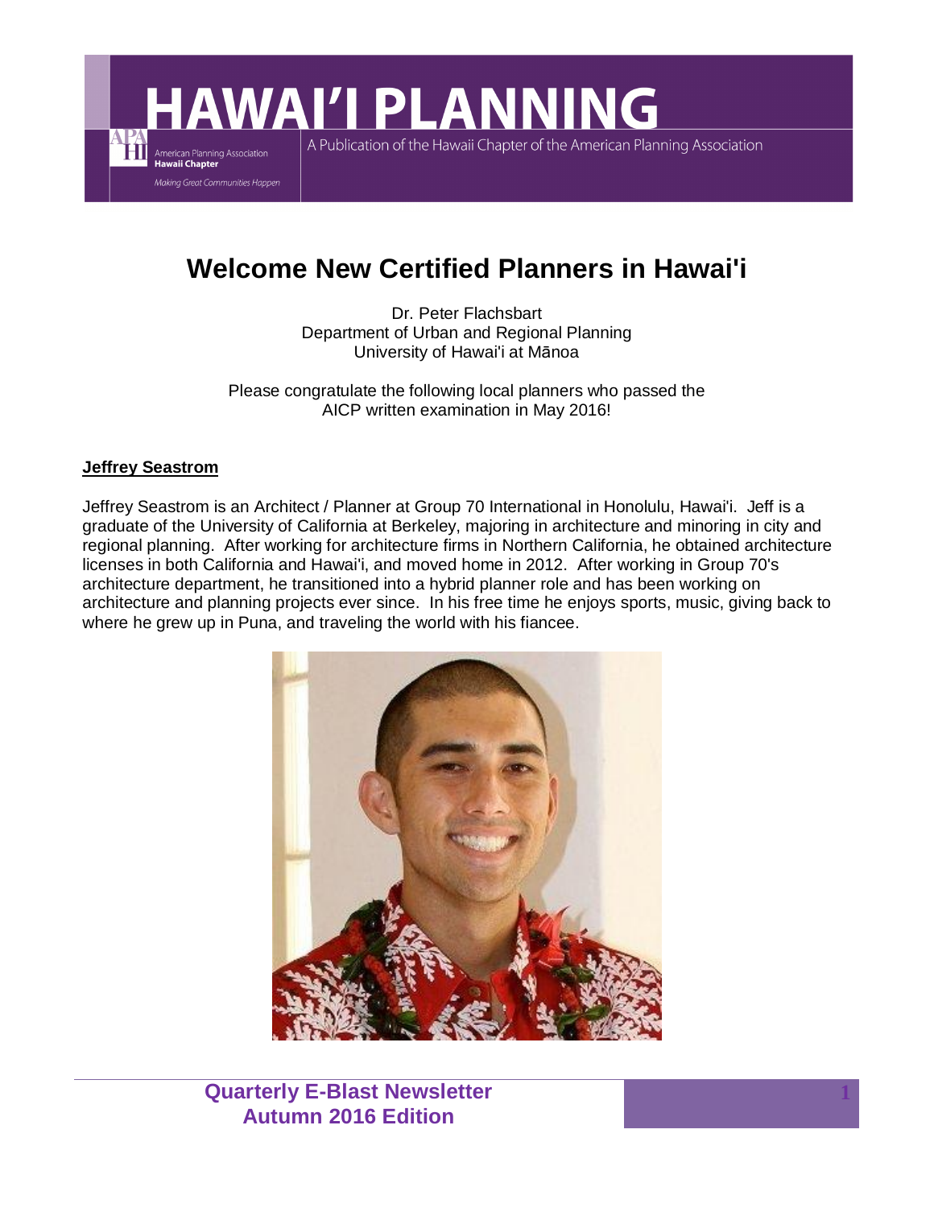# HAWAI'I PLANNING

A Publication of the Hawaii Chapter of the American Planning Association

American Planning Association **Hawaii Chapter**

*Making Great Communities Happen*

## Welcome New Certified Planners in Hawai'i

Dr. Peter Flachsbart
Department of Urban and Regional Planning
University of Hawai'i at Mānoa

Please congratulate the following local planners who passed the AICP written examination in May 2016!

**Jeffrey Seastrom**

Jeffrey Seastrom is an Architect / Planner at Group 70 International in Honolulu, Hawai'i. Jeff is a graduate of the University of California at Berkeley, majoring in architecture and minoring in city and regional planning. After working for architecture firms in Northern California, he obtained architecture licenses in both California and Hawai'i, and moved home in 2012. After working in Group 70's architecture department, he transitioned into a hybrid planner role and has been working on architecture and planning projects ever since. In his free time he enjoys sports, music, giving back to where he grew up in Puna, and traveling the world with his fiancee.

**Quarterly E-Blast Newsletter**
**Autumn 2016 Edition**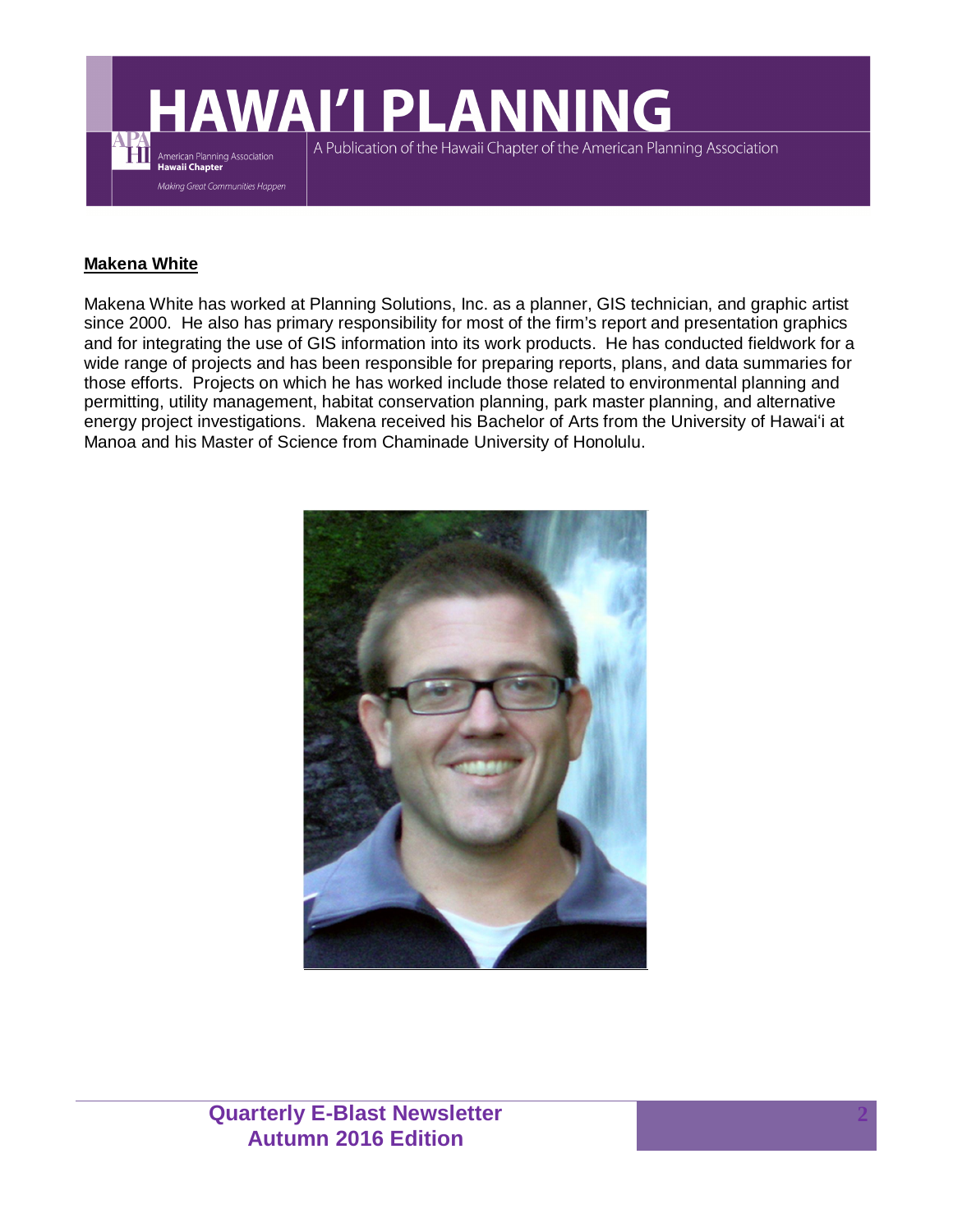**Makena White**

Makena White has worked at Planning Solutions, Inc. as a planner, GIS technician, and graphic artist since 2000. He also has primary responsibility for most of the firm's report and presentation graphics and for integrating the use of GIS information into its work products. He has conducted fieldwork for a wide range of projects and has been responsible for preparing reports, plans, and data summaries for those efforts. Projects on which he has worked include those related to environmental planning and permitting, utility management, habitat conservation planning, park master planning, and alternative energy project investigations. Makena received his Bachelor of Arts from the University of Hawai'i at Manoa and his Master of Science from Chaminade University of Honolulu.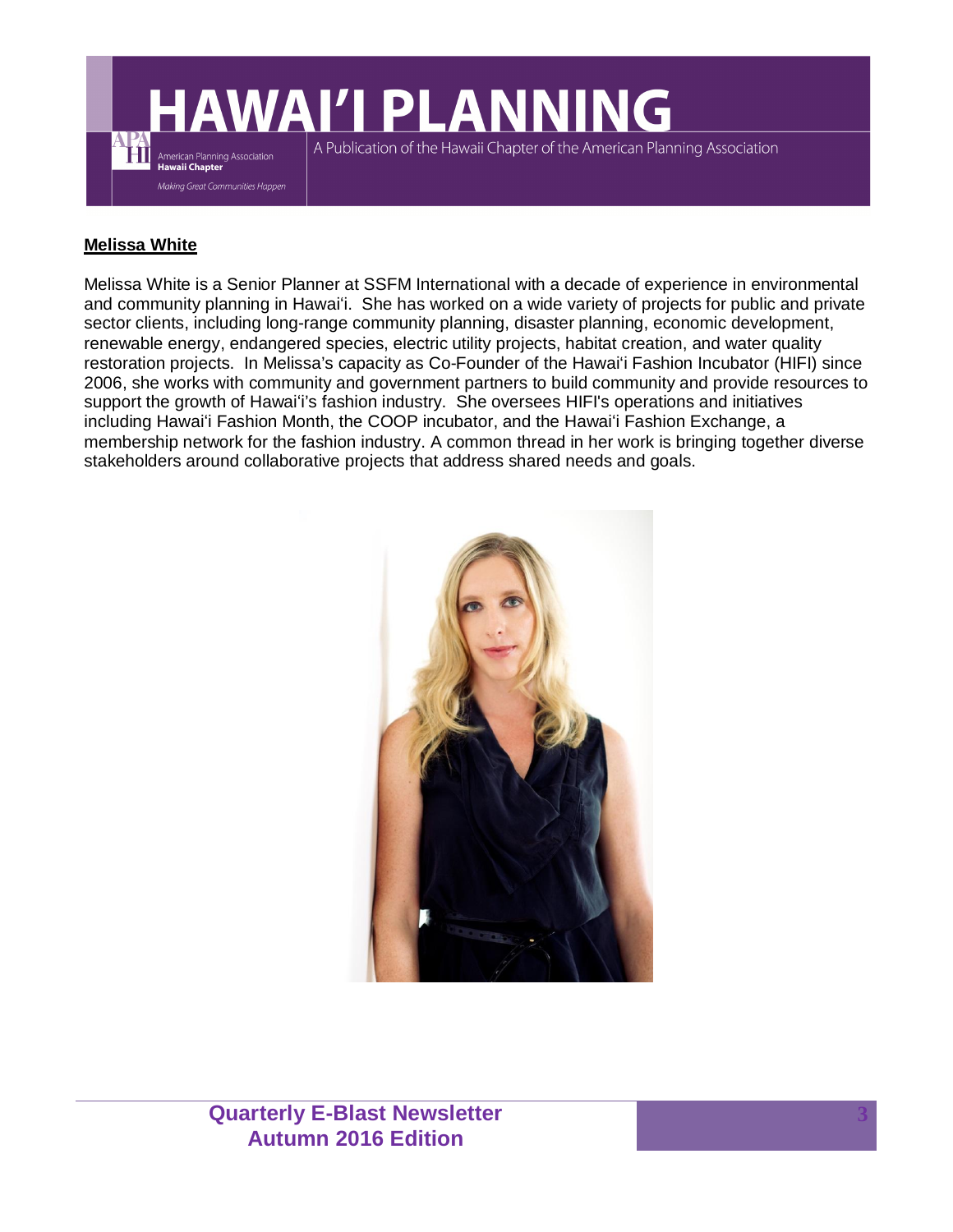**Melissa White**

Melissa White is a Senior Planner at SSFM International with a decade of experience in environmental and community planning in Hawaiʻi. She has worked on a wide variety of projects for public and private sector clients, including long-range community planning, disaster planning, economic development, renewable energy, endangered species, electric utility projects, habitat creation, and water quality restoration projects. In Melissa's capacity as Co-Founder of the Hawaiʻi Fashion Incubator (HIFI) since 2006, she works with community and government partners to build community and provide resources to support the growth of Hawaiʻi's fashion industry. She oversees HIFI's operations and initiatives including Hawaiʻi Fashion Month, the COOP incubator, and the Hawaiʻi Fashion Exchange, a membership network for the fashion industry. A common thread in her work is bringing together diverse stakeholders around collaborative projects that address shared needs and goals.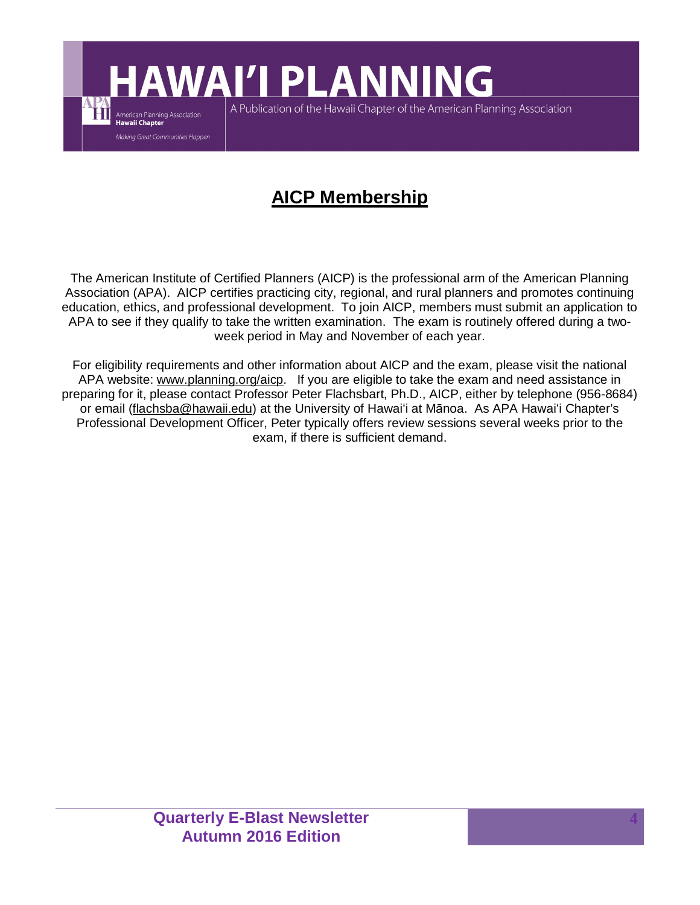## AICP Membership

The American Institute of Certified Planners (AICP) is the professional arm of the American Planning Association (APA). AICP certifies practicing city, regional, and rural planners and promotes continuing education, ethics, and professional development. To join AICP, members must submit an application to APA to see if they qualify to take the written examination. The exam is routinely offered during a two-week period in May and November of each year.

For eligibility requirements and other information about AICP and the exam, please visit the national APA website: www.planning.org/aicp. If you are eligible to take the exam and need assistance in preparing for it, please contact Professor Peter Flachsbart, Ph.D., AICP, either by telephone (956-8684) or email (flachsba@hawaii.edu) at the University of Hawai'i at Mānoa. As APA Hawai'i Chapter's Professional Development Officer, Peter typically offers review sessions several weeks prior to the exam, if there is sufficient demand.